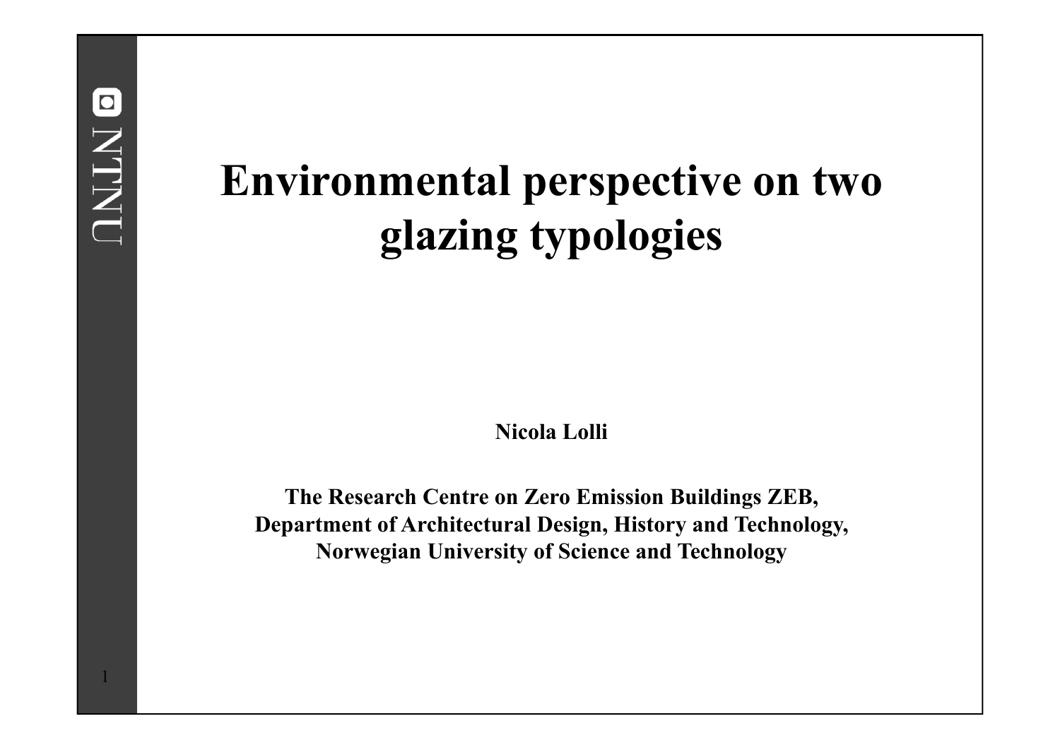# Environmental perspective on two glazing typologies

**Nicola Lolli**

**The Research Centre on Zero Emission Buildings ZEB, Department of Architectural Design, History and Technology, Norwegian University of Science and Technology**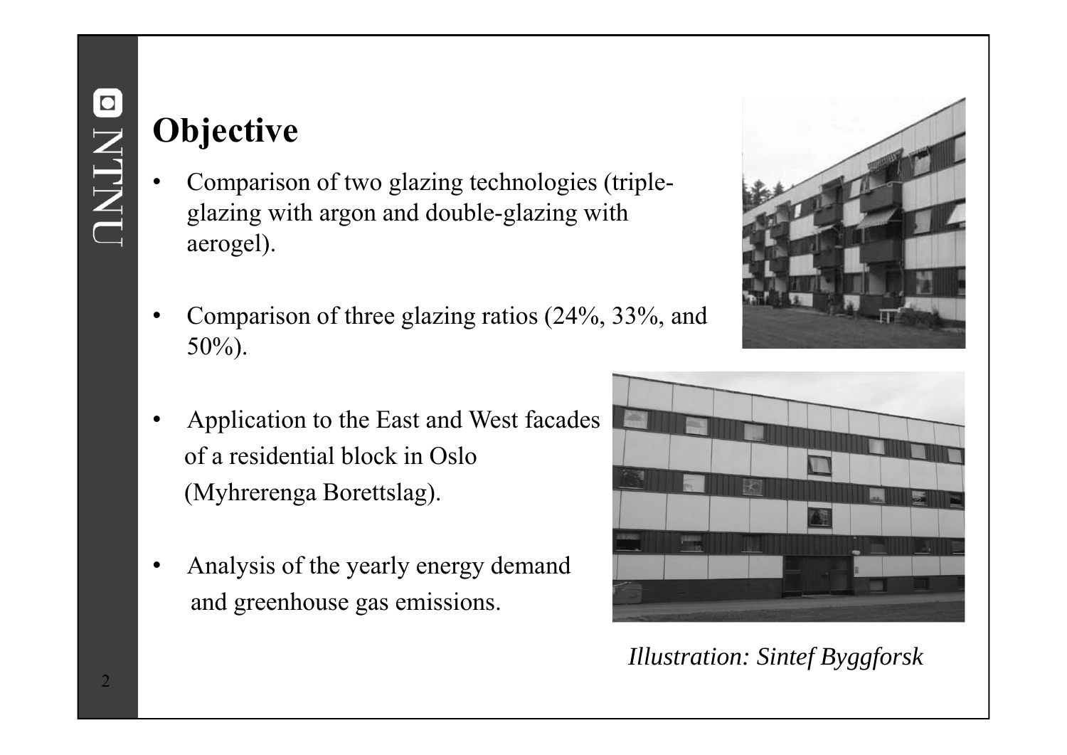# Objective

- Comparison of two glazing technologies (triple-glazing with argon and double-glazing with aerogel).
- Comparison of three glazing ratios (24%, 33%, and 50%).
- Application to the East and West facades of a residential block in Oslo (Myhrerenga Borettslag).
- Analysis of the yearly energy demand and greenhouse gas emissions.

*Illustration: Sintef Byggforsk*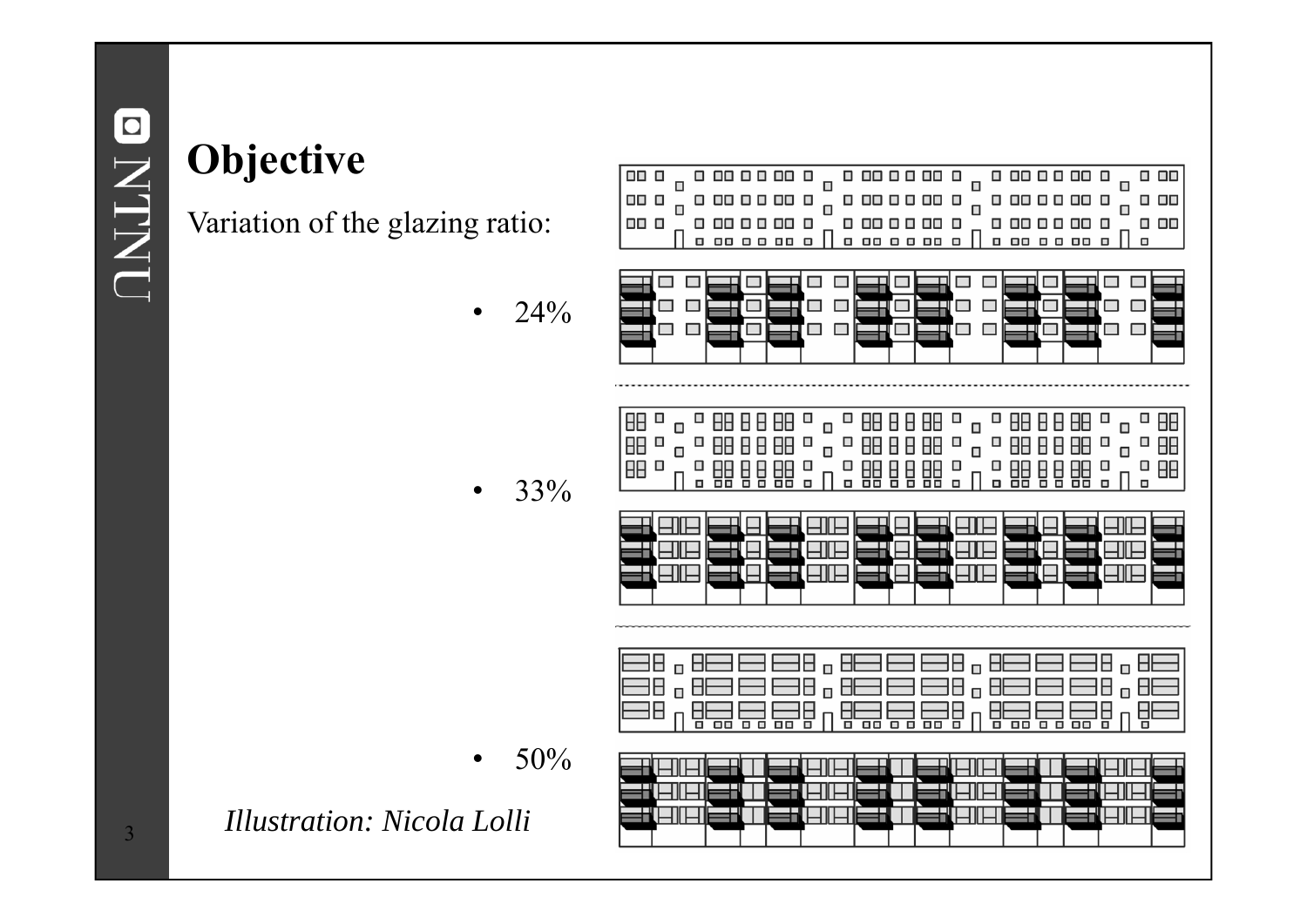# Objective

Variation of the glazing ratio:

- 24%
- 33%
- 50%

*Illustration: Nicola Lolli*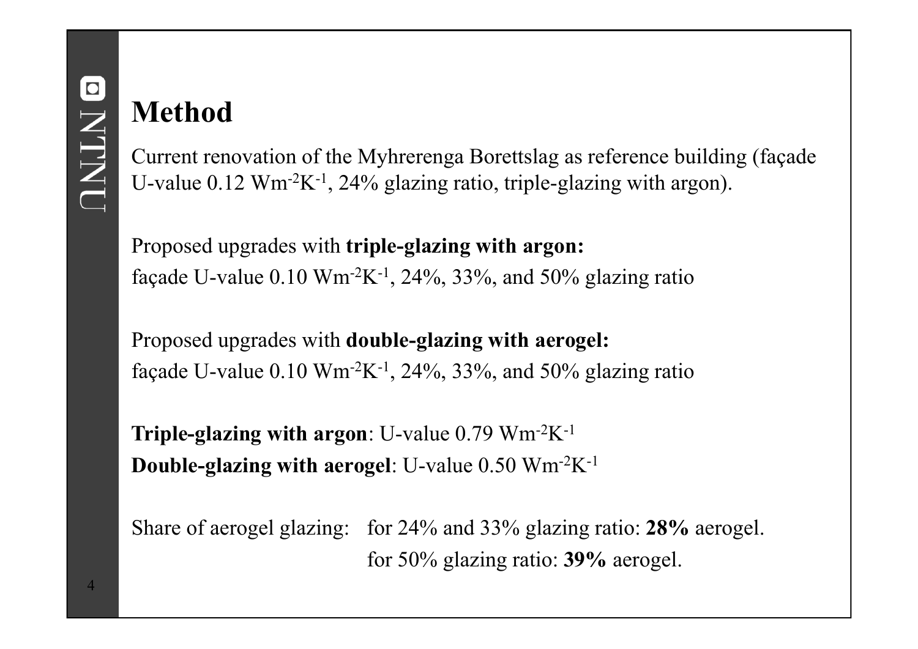# Method

Current renovation of the Myhrerenga Borettslag as reference building (façade U-value 0.12 $Wm^{-2}K^{-1}$, 24% glazing ratio, triple-glazing with argon).

Proposed upgrades with **triple-glazing with argon:**
façade U-value 0.10 $Wm^{-2}K^{-1}$, 24%, 33%, and 50% glazing ratio

Proposed upgrades with **double-glazing with aerogel:**
façade U-value 0.10 $Wm^{-2}K^{-1}$, 24%, 33%, and 50% glazing ratio

**Triple-glazing with argon**: U-value 0.79 $Wm^{-2}K^{-1}$
**Double-glazing with aerogel**: U-value 0.50 $Wm^{-2}K^{-1}$

Share of aerogel glazing: for 24% and 33% glazing ratio: **28%** aerogel.
for 50% glazing ratio: **39%** aerogel.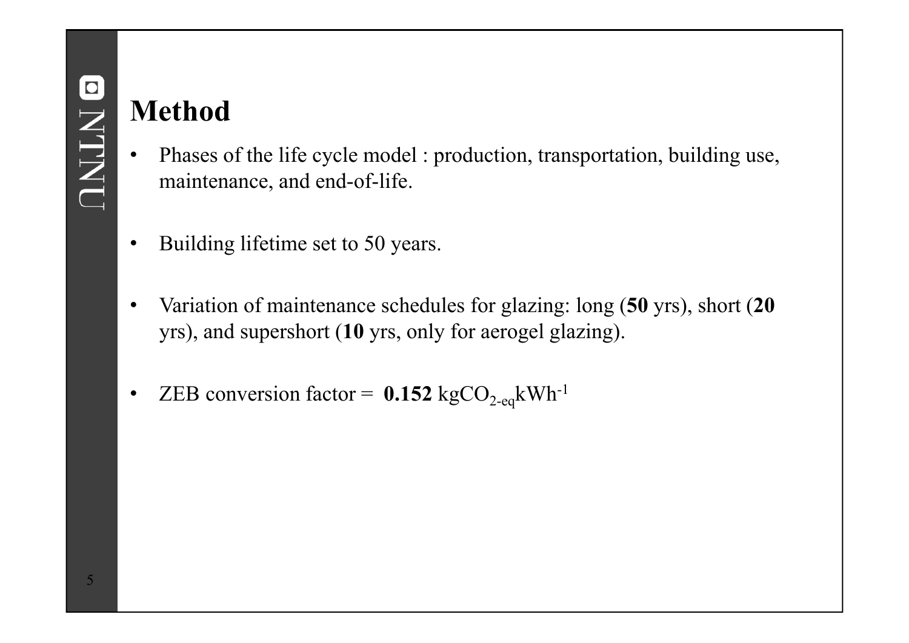# Method

- Phases of the life cycle model : production, transportation, building use, maintenance, and end-of-life.
- Building lifetime set to 50 years.
- Variation of maintenance schedules for glazing: long (**50** yrs), short (**20** yrs), and supershort (**10** yrs, only for aerogel glazing).
- ZEB conversion factor = **0.152** $kgCO_{2\text{-}eq}kWh^{-1}$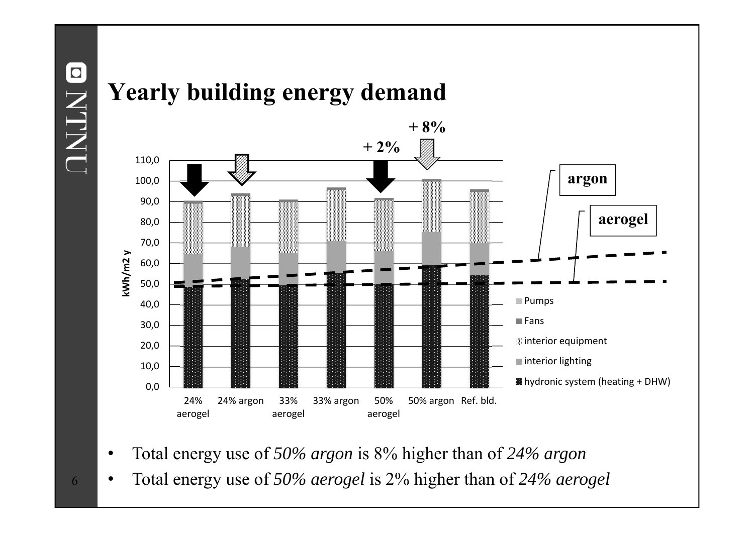# Yearly building energy demand

- Total energy use of *50% argon* is 8% higher than of *24% argon*
- Total energy use of *50% aerogel* is 2% higher than of *24% aerogel*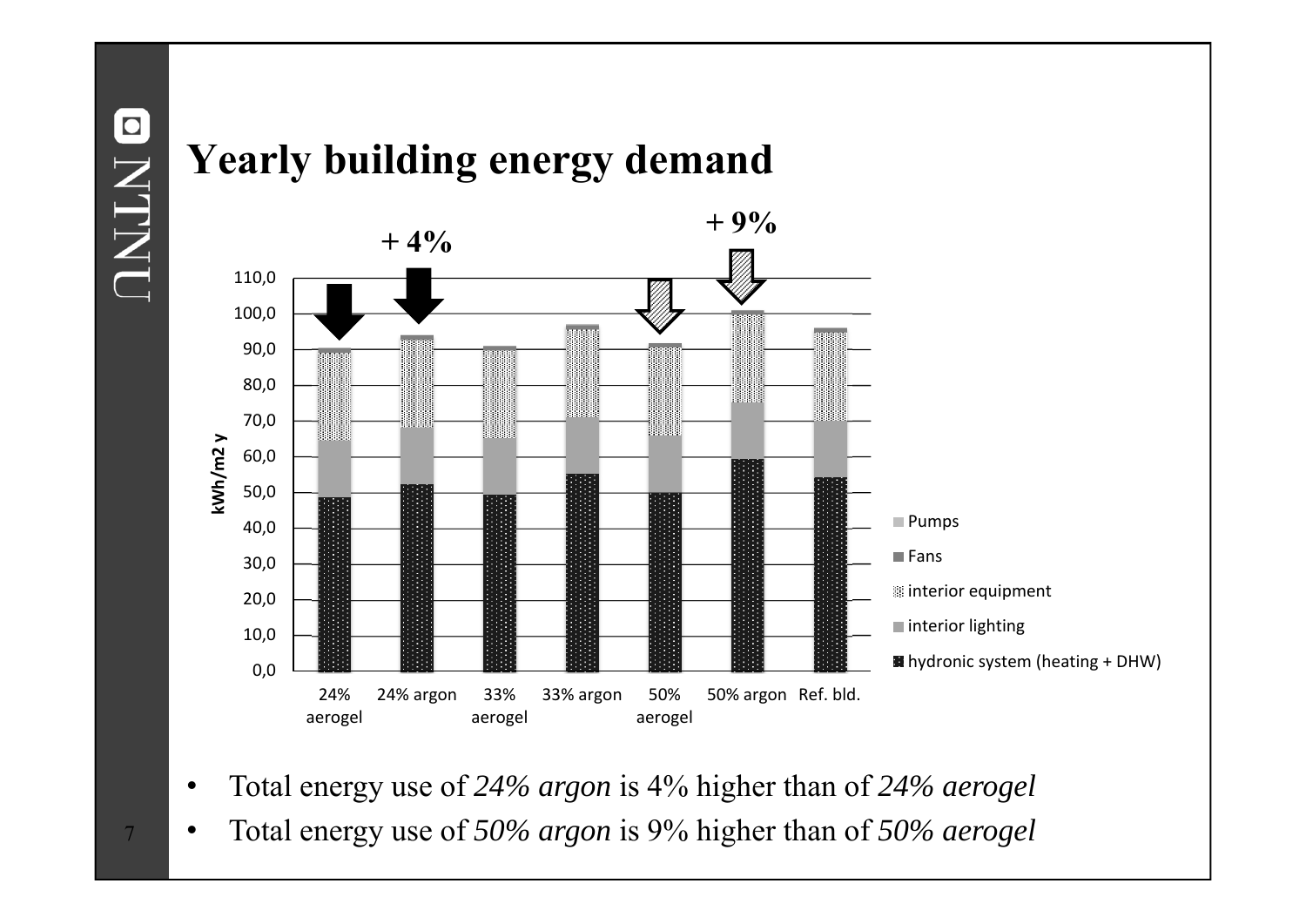# Yearly building energy demand

- Total energy use of *24% argon* is 4% higher than of *24% aerogel*
- Total energy use of *50% argon* is 9% higher than of *50% aerogel*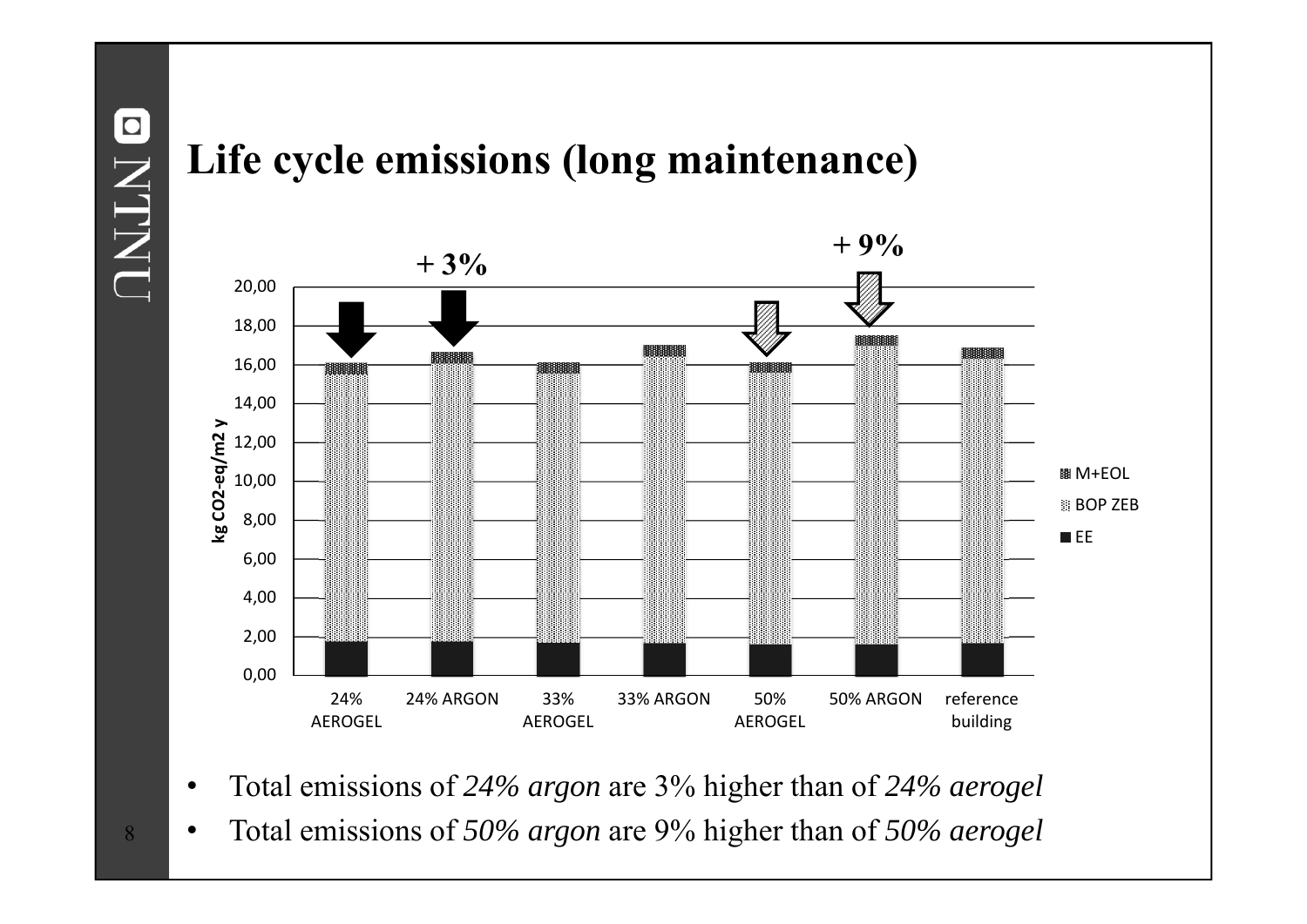# Life cycle emissions (long maintenance)

+ 3%

+ 9%

- Total emissions of *24% argon* are 3% higher than of *24% aerogel*
- Total emissions of *50% argon* are 9% higher than of *50% aerogel*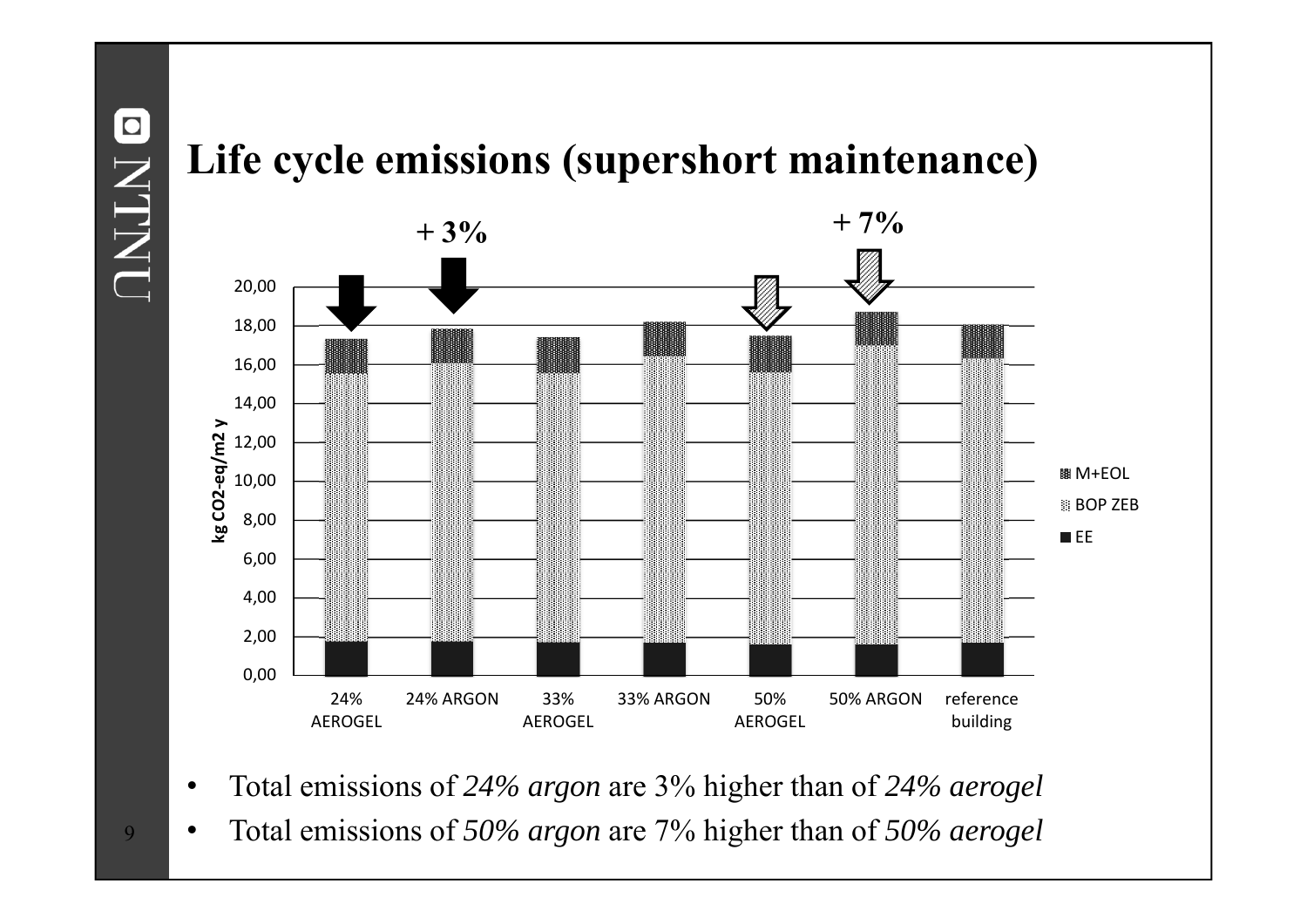# Life cycle emissions (supershort maintenance)

+ 3%

+ 7%

kg CO2-eq/m2 y

20,00
18,00
16,00
14,00
12,00
10,00
8,00
6,00
4,00
2,00
0,00

24% AEROGEL | 24% ARGON | 33% AEROGEL | 33% ARGON | 50% AEROGEL | 50% ARGON | reference building

M+EOL
BOP ZEB
EE

- Total emissions of *24% argon* are 3% higher than of *24% aerogel*
- Total emissions of *50% argon* are 7% higher than of *50% aerogel*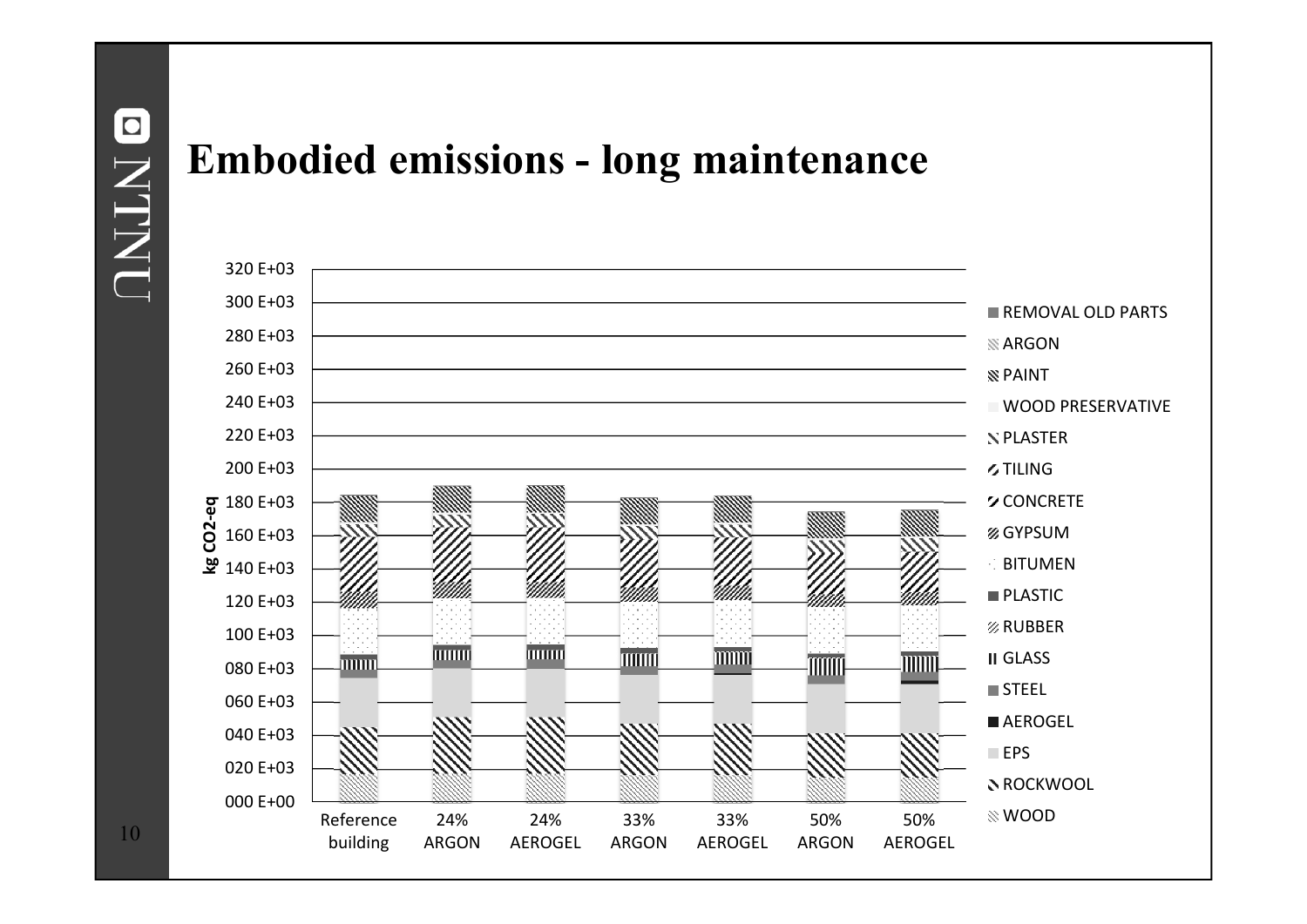# Embodied emissions - long maintenance

Chart: Embodied emissions (kg $CO_2$-eq) for Reference building, 24% ARGON, 24% AEROGEL, 33% ARGON, 33% AEROGEL, 50% ARGON, 50% AEROGEL

Y-axis: kg CO2-eq (000 E+00 to 320 E+03)

Legend: REMOVAL OLD PARTS, ARGON, PAINT, WOOD PRESERVATIVE, PLASTER, TILING, CONCRETE, GYPSUM, BITUMEN, PLASTIC, RUBBER, GLASS, STEEL, AEROGEL, EPS, ROCKWOOL, WOOD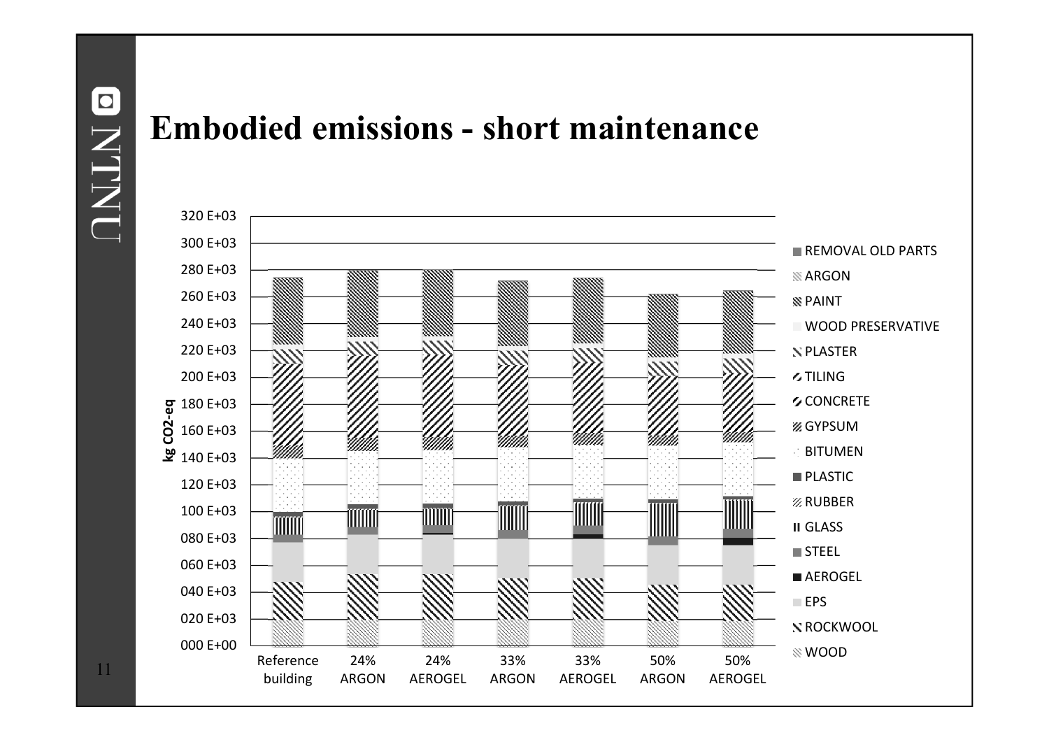# Embodied emissions - short maintenance

kg $CO_2$-eq

320 E+03
300 E+03
280 E+03
260 E+03
240 E+03
220 E+03
200 E+03
180 E+03
160 E+03
140 E+03
120 E+03
100 E+03
080 E+03
060 E+03
040 E+03
020 E+03
000 E+00

Reference building | 24% ARGON | 24% AEROGEL | 33% ARGON | 33% AEROGEL | 50% ARGON | 50% AEROGEL

- REMOVAL OLD PARTS
- ARGON
- PAINT
- WOOD PRESERVATIVE
- PLASTER
- TILING
- CONCRETE
- GYPSUM
- BITUMEN
- PLASTIC
- RUBBER
- GLASS
- STEEL
- AEROGEL
- EPS
- ROCKWOOL
- WOOD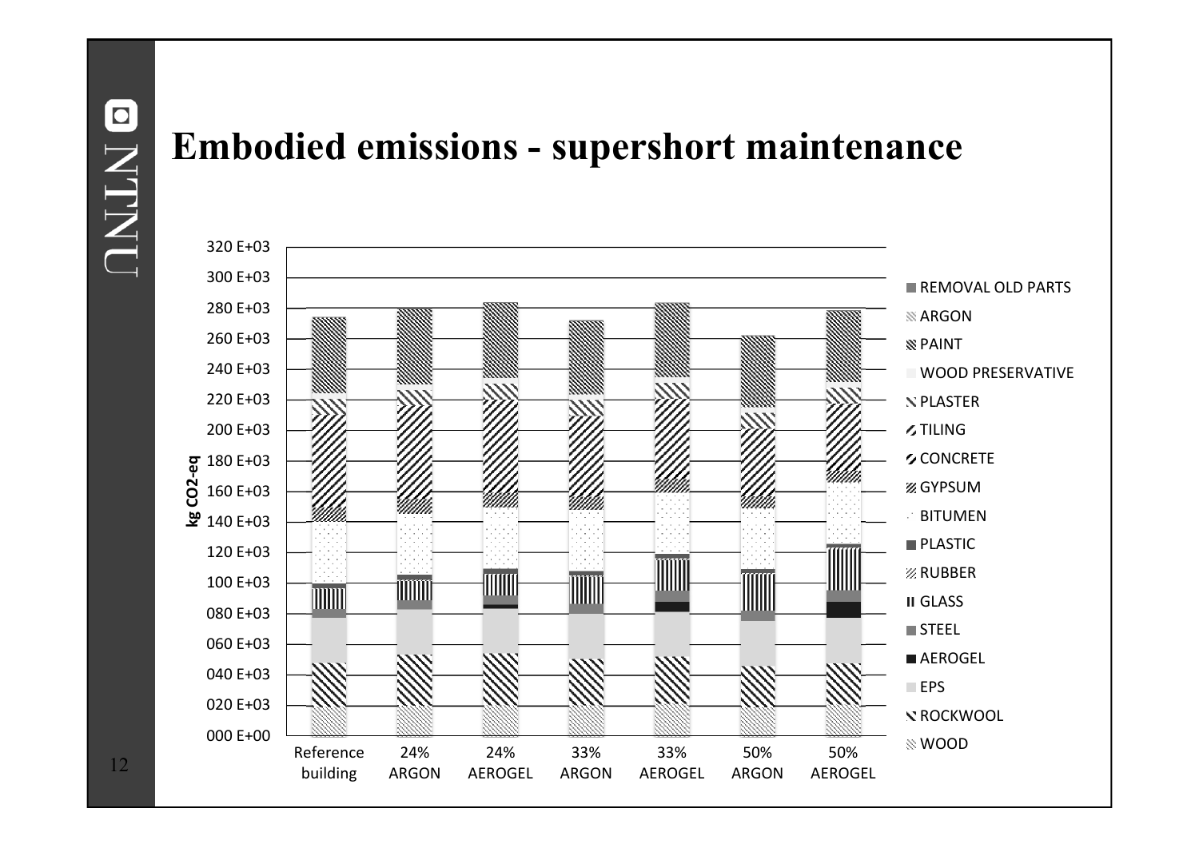## Embodied emissions - supershort maintenance

kg $CO_2$-eq

320 E+03
300 E+03
280 E+03
260 E+03
240 E+03
220 E+03
200 E+03
180 E+03
160 E+03
140 E+03
120 E+03
100 E+03
080 E+03
060 E+03
040 E+03
020 E+03
000 E+00

Reference building | 24% ARGON | 24% AEROGEL | 33% ARGON | 33% AEROGEL | 50% ARGON | 50% AEROGEL

- REMOVAL OLD PARTS
- ARGON
- PAINT
- WOOD PRESERVATIVE
- PLASTER
- TILING
- CONCRETE
- GYPSUM
- BITUMEN
- PLASTIC
- RUBBER
- GLASS
- STEEL
- AEROGEL
- EPS
- ROCKWOOL
- WOOD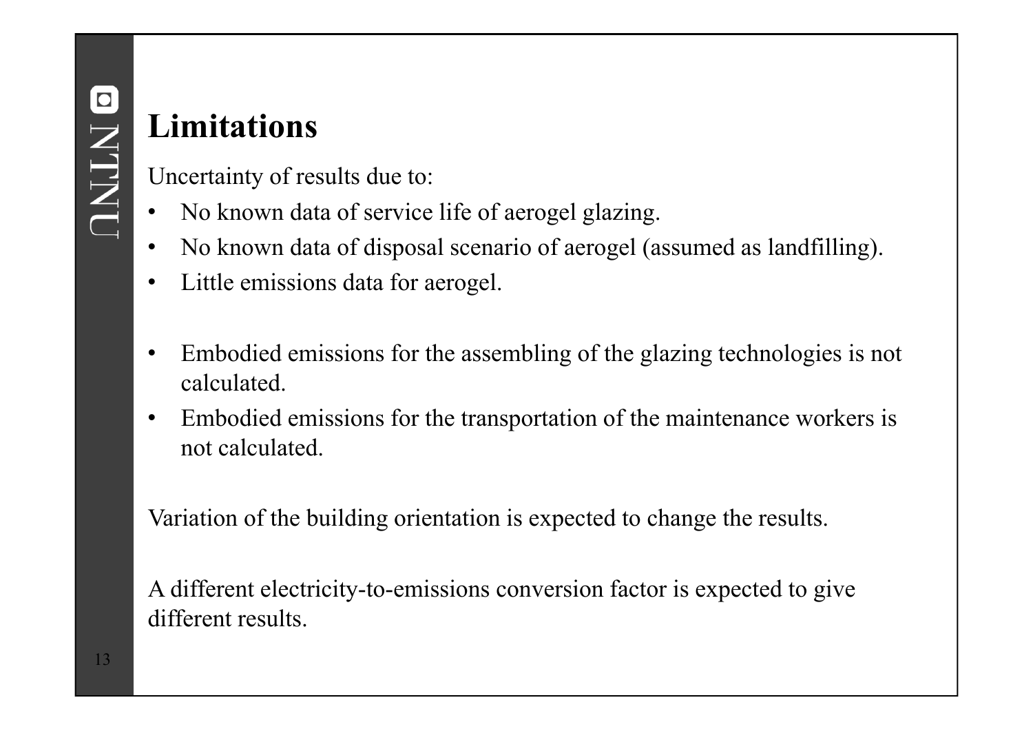# Limitations

Uncertainty of results due to:

- No known data of service life of aerogel glazing.
- No known data of disposal scenario of aerogel (assumed as landfilling).
- Little emissions data for aerogel.

- Embodied emissions for the assembling of the glazing technologies is not calculated.
- Embodied emissions for the transportation of the maintenance workers is not calculated.

Variation of the building orientation is expected to change the results.

A different electricity-to-emissions conversion factor is expected to give different results.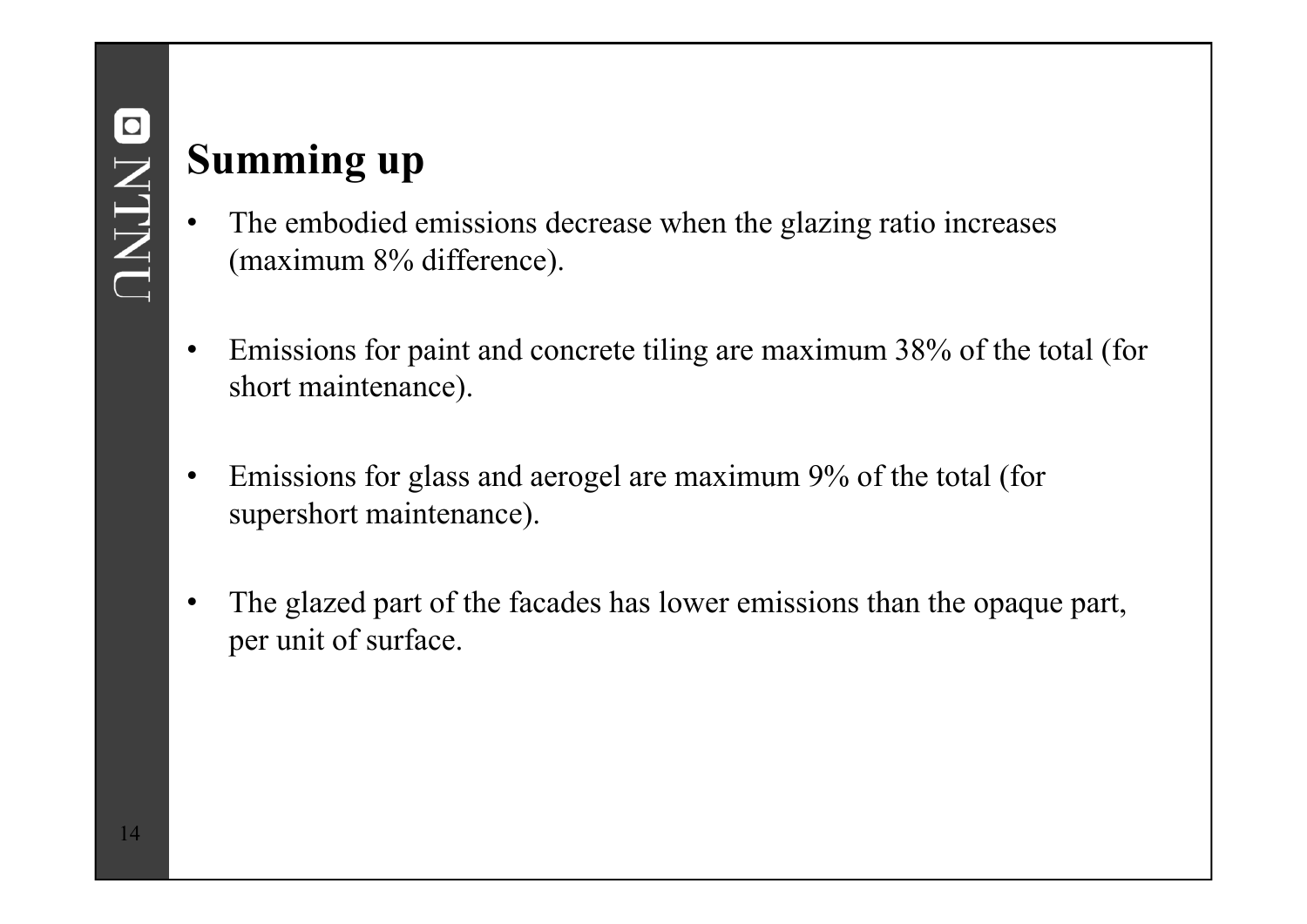# Summing up

- The embodied emissions decrease when the glazing ratio increases (maximum 8% difference).
- Emissions for paint and concrete tiling are maximum 38% of the total (for short maintenance).
- Emissions for glass and aerogel are maximum 9% of the total (for supershort maintenance).
- The glazed part of the facades has lower emissions than the opaque part, per unit of surface.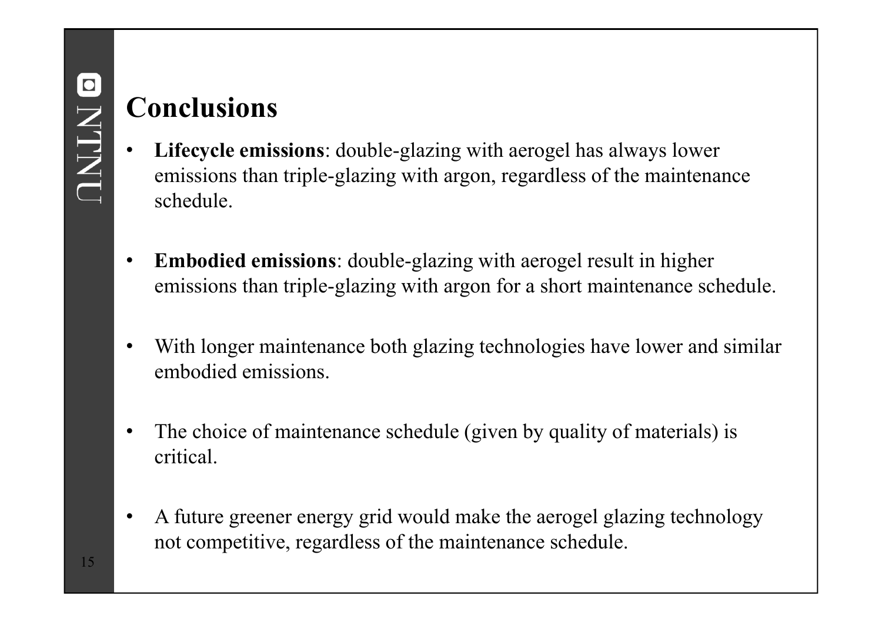## Conclusions

- **Lifecycle emissions**: double-glazing with aerogel has always lower emissions than triple-glazing with argon, regardless of the maintenance schedule.
- **Embodied emissions**: double-glazing with aerogel result in higher emissions than triple-glazing with argon for a short maintenance schedule.
- With longer maintenance both glazing technologies have lower and similar embodied emissions.
- The choice of maintenance schedule (given by quality of materials) is critical.
- A future greener energy grid would make the aerogel glazing technology not competitive, regardless of the maintenance schedule.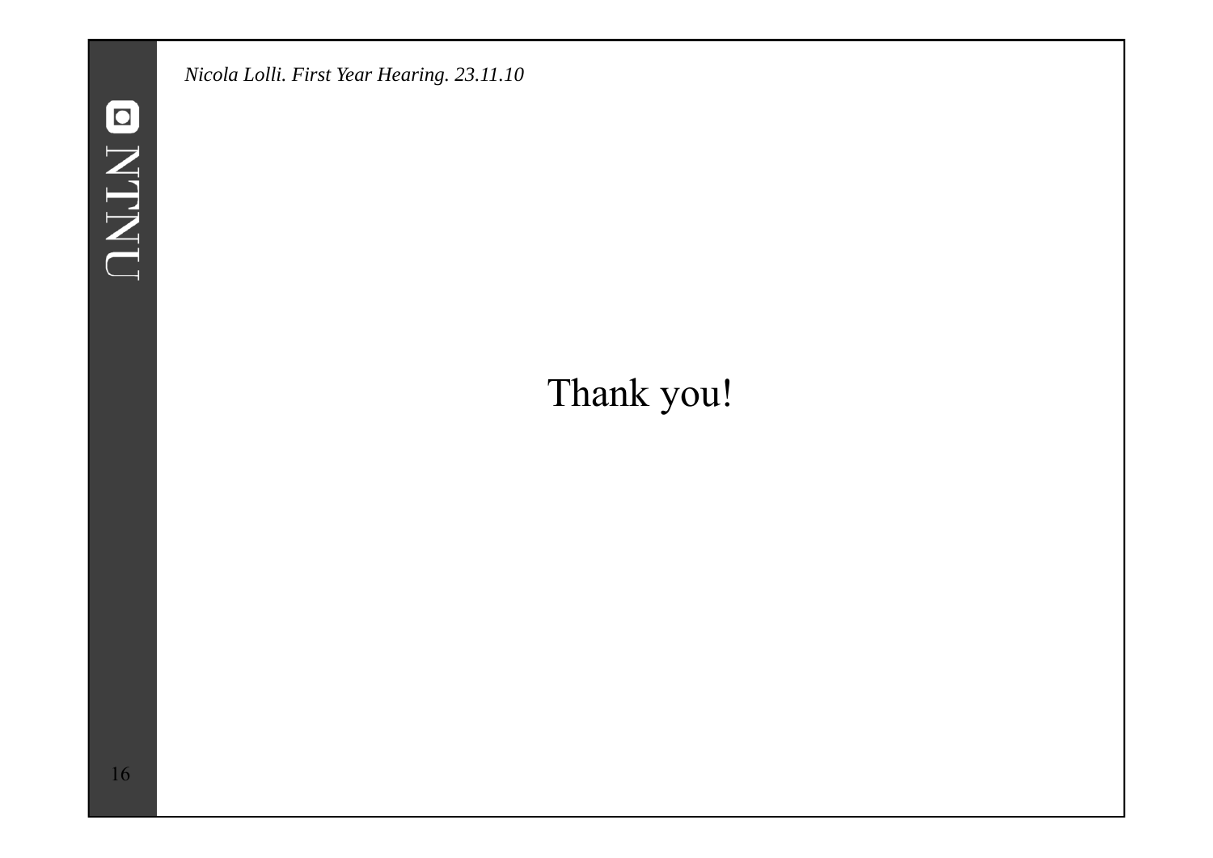Thank you!